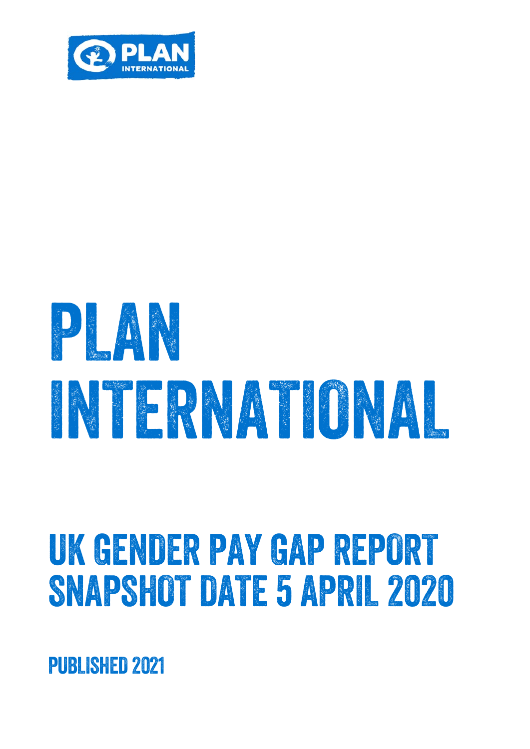# PLAN INTERNATIONAL

## UK GENDER PAY GAP REPORT SNAPSHOT DATE 5 APRIL 2020

### PUBLISHED 2021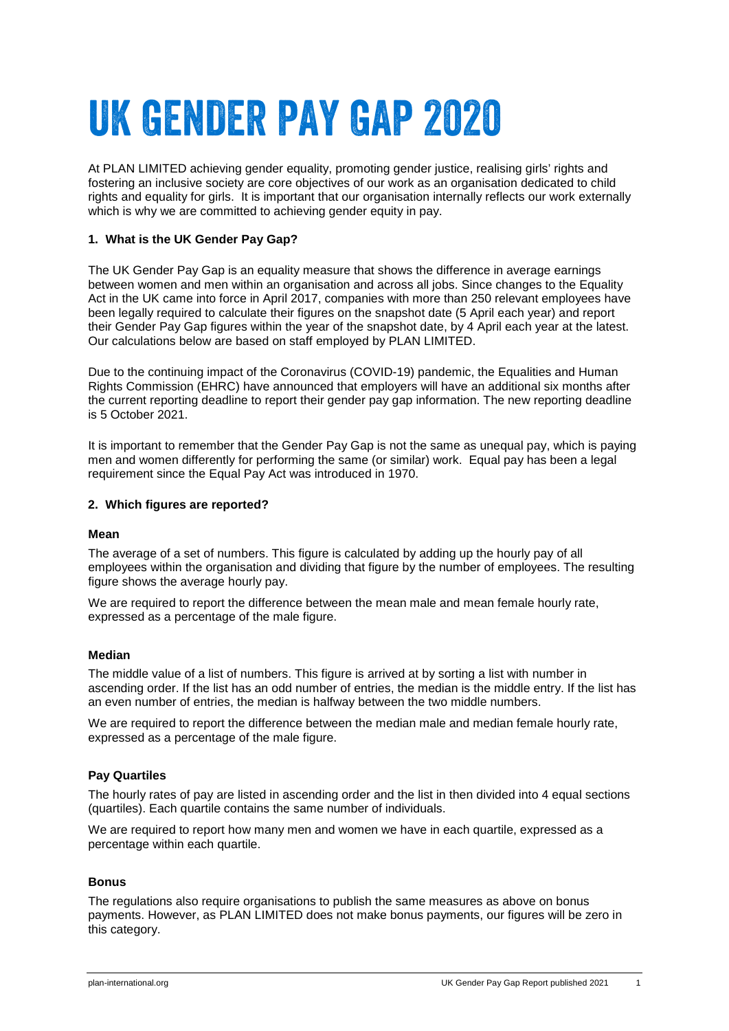# UK GENDER PAY GAP 2020

At PLAN LIMITED achieving gender equality, promoting gender justice, realising girls' rights and fostering an inclusive society are core objectives of our work as an organisation dedicated to child rights and equality for girls. It is important that our organisation internally reflects our work externally which is why we are committed to achieving gender equity in pay.

### 1. What is the UK Gender Pay Gap?

The UK Gender Pay Gap is an equality measure that shows the difference in average earnings between women and men within an organisation and across all jobs. Since changes to the Equality Act in the UK came into force in April 2017, companies with more than 250 relevant employees have been legally required to calculate their figures on the snapshot date (5 April each year) and report their Gender Pay Gap figures within the year of the snapshot date, by 4 April each year at the latest. Our calculations below are based on staff employed by PLAN LIMITED.

Due to the continuing impact of the Coronavirus (COVID-19) pandemic, the Equalities and Human Rights Commission (EHRC) have announced that employers will have an additional six months after the current reporting deadline to report their gender pay gap information. The new reporting deadline is 5 October 2021.

It is important to remember that the Gender Pay Gap is not the same as unequal pay, which is paying men and women differently for performing the same (or similar) work. Equal pay has been a legal requirement since the Equal Pay Act was introduced in 1970.

### 2. Which figures are reported?

**Mean**

The average of a set of numbers. This figure is calculated by adding up the hourly pay of all employees within the organisation and dividing that figure by the number of employees. The resulting figure shows the average hourly pay.

We are required to report the difference between the mean male and mean female hourly rate, expressed as a percentage of the male figure.

**Median**

The middle value of a list of numbers. This figure is arrived at by sorting a list with number in ascending order. If the list has an odd number of entries, the median is the middle entry. If the list has an even number of entries, the median is halfway between the two middle numbers.

We are required to report the difference between the median male and median female hourly rate, expressed as a percentage of the male figure.

**Pay Quartiles**

The hourly rates of pay are listed in ascending order and the list in then divided into 4 equal sections (quartiles). Each quartile contains the same number of individuals.

We are required to report how many men and women we have in each quartile, expressed as a percentage within each quartile.

**Bonus**

The regulations also require organisations to publish the same measures as above on bonus payments. However, as PLAN LIMITED does not make bonus payments, our figures will be zero in this category.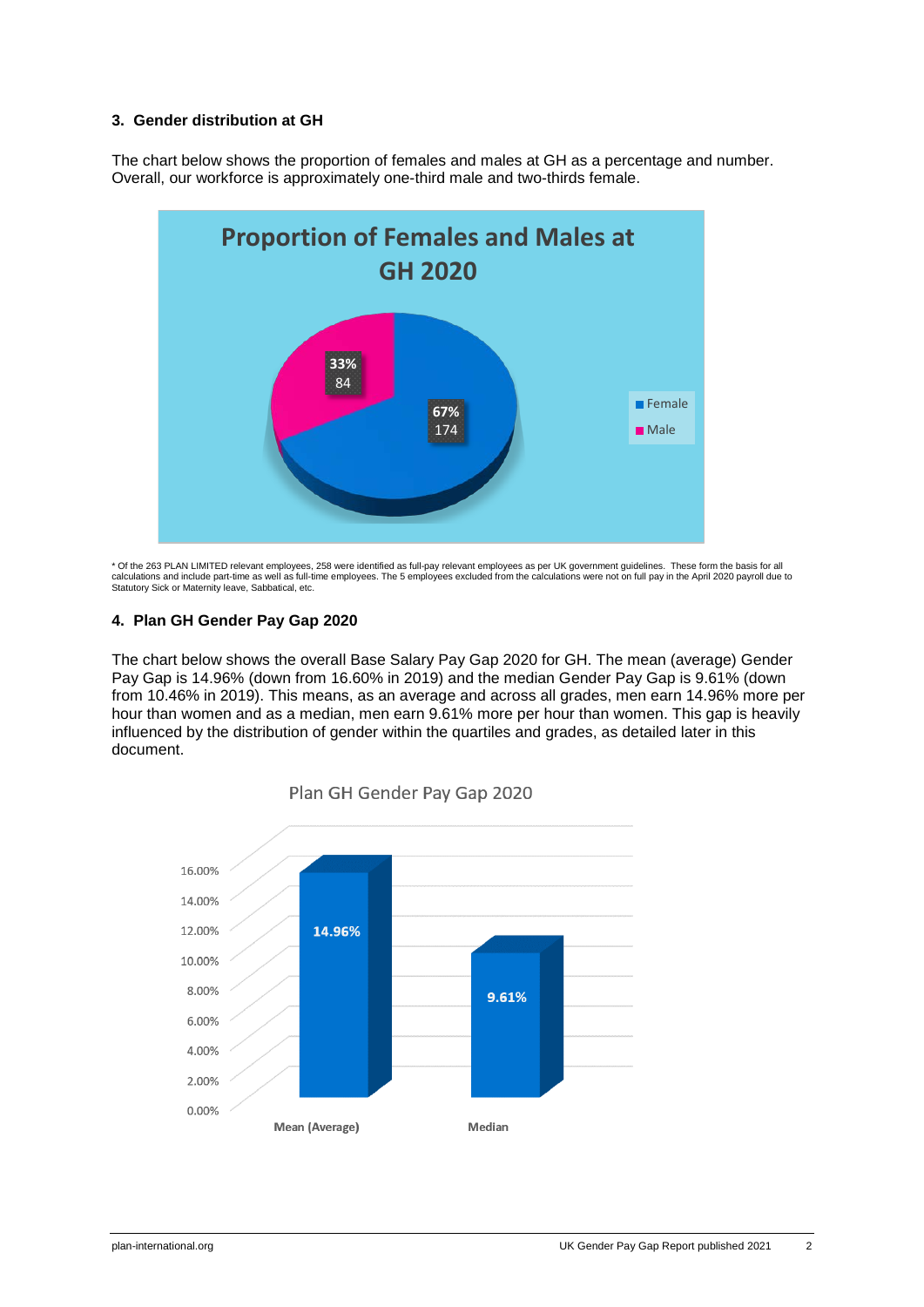### 3. Gender distribution at GH

The chart below shows the proportion of females and males at GH as a percentage and number. Overall, our workforce is approximately one-third male and two-thirds female.

**Proportion of Females and Males at GH 2020**

| | Percentage | Number |
|---|---|---|
| Female | 67% | 174 |
| Male | 33% | 84 |

\* Of the 263 PLAN LIMITED relevant employees, 258 were identified as full-pay relevant employees as per UK government guidelines. These form the basis for all calculations and include part-time as well as full-time employees. The 5 employees excluded from the calculations were not on full pay in the April 2020 payroll due to Statutory Sick or Maternity leave, Sabbatical, etc.

### 4. Plan GH Gender Pay Gap 2020

The chart below shows the overall Base Salary Pay Gap 2020 for GH. The mean (average) Gender Pay Gap is 14.96% (down from 16.60% in 2019) and the median Gender Pay Gap is 9.61% (down from 10.46% in 2019). This means, as an average and across all grades, men earn 14.96% more per hour than women and as a median, men earn 9.61% more per hour than women. This gap is heavily influenced by the distribution of gender within the quartiles and grades, as detailed later in this document.

**Plan GH Gender Pay Gap 2020**

| Mean (Average) | Median |
|---|---|
| 14.96% | 9.61% |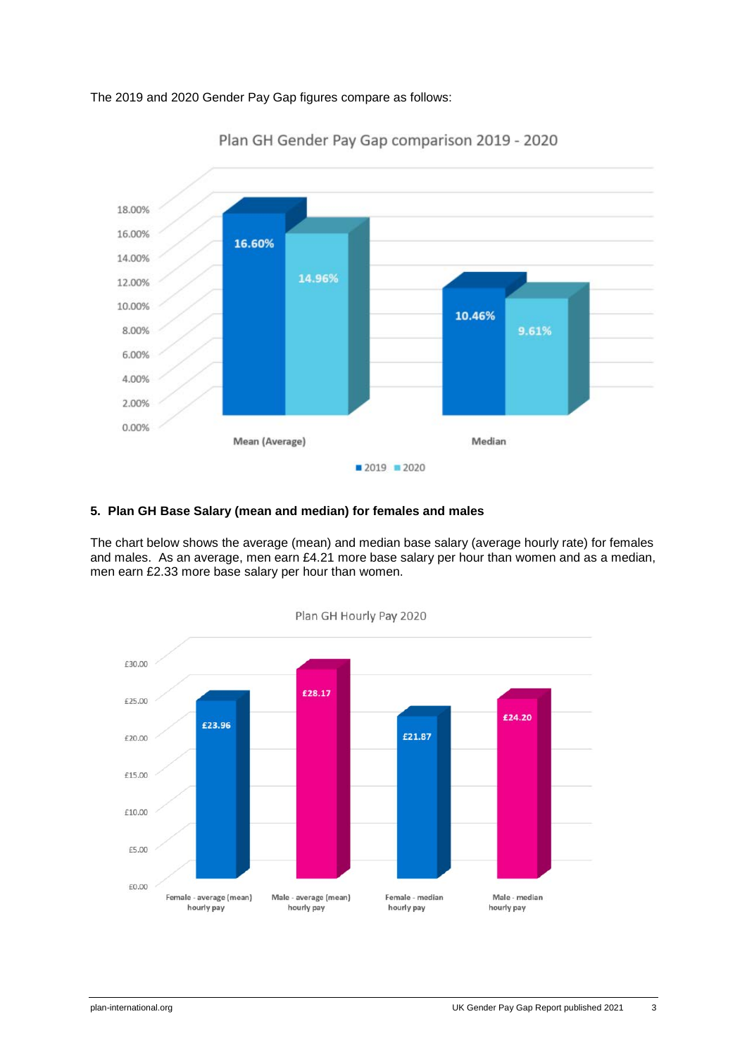The 2019 and 2020 Gender Pay Gap figures compare as follows:

**Plan GH Gender Pay Gap comparison 2019 - 2020**

| | 2019 | 2020 |
|---|---|---|
| Mean (Average) | 16.60% | 14.96% |
| Median | 10.46% | 9.61% |

### 5. Plan GH Base Salary (mean and median) for females and males

The chart below shows the average (mean) and median base salary (average hourly rate) for females and males. As an average, men earn £4.21 more base salary per hour than women and as a median, men earn £2.33 more base salary per hour than women.

**Plan GH Hourly Pay 2020**

| Female - average (mean) hourly pay | Male - average (mean) hourly pay | Female - median hourly pay | Male - median hourly pay |
|---|---|---|---|
| £23.96 | £28.17 | £21.87 | £24.20 |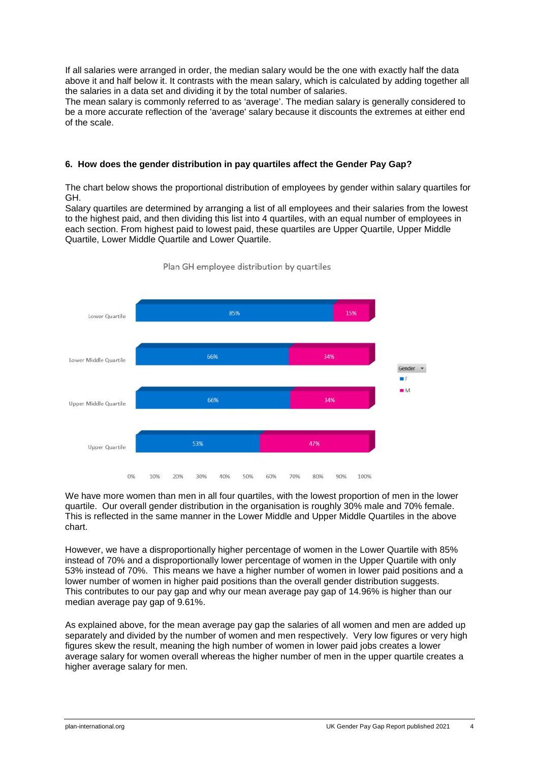If all salaries were arranged in order, the median salary would be the one with exactly half the data above it and half below it. It contrasts with the mean salary, which is calculated by adding together all the salaries in a data set and dividing it by the total number of salaries.
The mean salary is commonly referred to as 'average'. The median salary is generally considered to be a more accurate reflection of the 'average' salary because it discounts the extremes at either end of the scale.

### 6. How does the gender distribution in pay quartiles affect the Gender Pay Gap?

The chart below shows the proportional distribution of employees by gender within salary quartiles for GH.
Salary quartiles are determined by arranging a list of all employees and their salaries from the lowest to the highest paid, and then dividing this list into 4 quartiles, with an equal number of employees in each section. From highest paid to lowest paid, these quartiles are Upper Quartile, Upper Middle Quartile, Lower Middle Quartile and Lower Quartile.

Plan GH employee distribution by quartiles

| Quartile | F | M |
|---|---|---|
| Lower Quartile | 85% | 15% |
| Lower Middle Quartile | 66% | 34% |
| Upper Middle Quartile | 66% | 34% |
| Upper Quartile | 53% | 47% |

We have more women than men in all four quartiles, with the lowest proportion of men in the lower quartile. Our overall gender distribution in the organisation is roughly 30% male and 70% female. This is reflected in the same manner in the Lower Middle and Upper Middle Quartiles in the above chart.

However, we have a disproportionally higher percentage of women in the Lower Quartile with 85% instead of 70% and a disproportionally lower percentage of women in the Upper Quartile with only 53% instead of 70%. This means we have a higher number of women in lower paid positions and a lower number of women in higher paid positions than the overall gender distribution suggests.
This contributes to our pay gap and why our mean average pay gap of 14.96% is higher than our median average pay gap of 9.61%.

As explained above, for the mean average pay gap the salaries of all women and men are added up separately and divided by the number of women and men respectively. Very low figures or very high figures skew the result, meaning the high number of women in lower paid jobs creates a lower average salary for women overall whereas the higher number of men in the upper quartile creates a higher average salary for men.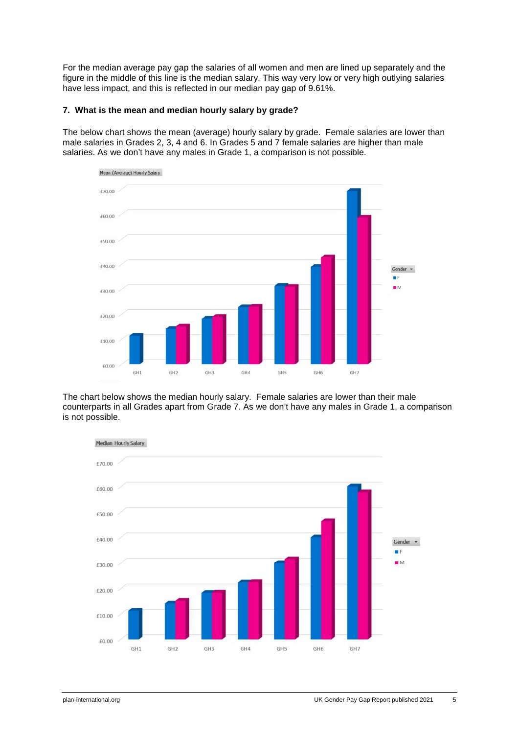For the median average pay gap the salaries of all women and men are lined up separately and the figure in the middle of this line is the median salary. This way very low or very high outlying salaries have less impact, and this is reflected in our median pay gap of 9.61%.

**7. What is the mean and median hourly salary by grade?**

The below chart shows the mean (average) hourly salary by grade. Female salaries are lower than male salaries in Grades 2, 3, 4 and 6. In Grades 5 and 7 female salaries are higher than male salaries. As we don't have any males in Grade 1, a comparison is not possible.

The chart below shows the median hourly salary. Female salaries are lower than their male counterparts in all Grades apart from Grade 7. As we don't have any males in Grade 1, a comparison is not possible.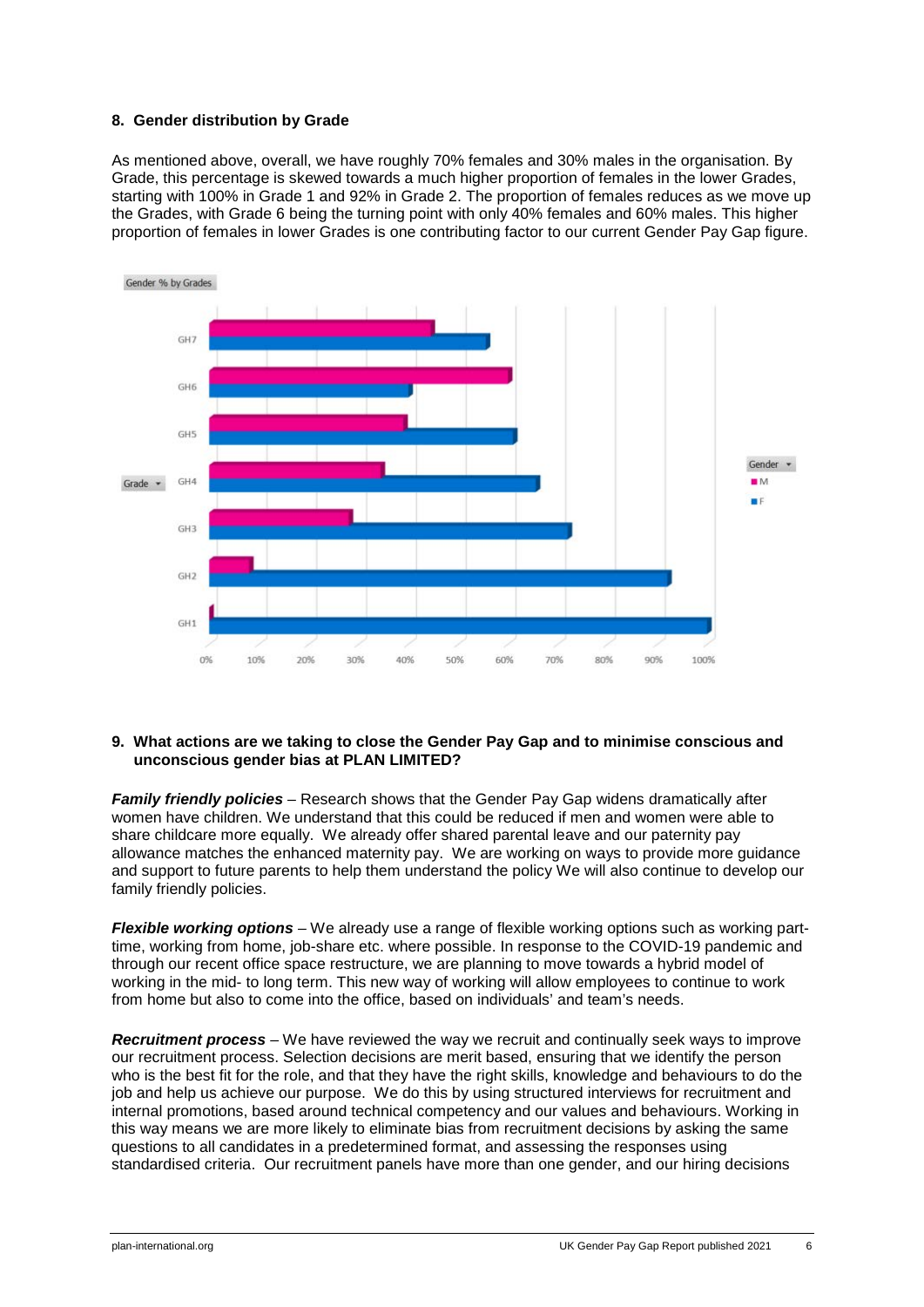## 8. Gender distribution by Grade

As mentioned above, overall, we have roughly 70% females and 30% males in the organisation. By Grade, this percentage is skewed towards a much higher proportion of females in the lower Grades, starting with 100% in Grade 1 and 92% in Grade 2. The proportion of females reduces as we move up the Grades, with Grade 6 being the turning point with only 40% females and 60% males. This higher proportion of females in lower Grades is one contributing factor to our current Gender Pay Gap figure.

## 9. What actions are we taking to close the Gender Pay Gap and to minimise conscious and unconscious gender bias at PLAN LIMITED?

***Family friendly policies*** – Research shows that the Gender Pay Gap widens dramatically after women have children. We understand that this could be reduced if men and women were able to share childcare more equally. We already offer shared parental leave and our paternity pay allowance matches the enhanced maternity pay. We are working on ways to provide more guidance and support to future parents to help them understand the policy We will also continue to develop our family friendly policies.

***Flexible working options*** – We already use a range of flexible working options such as working part-time, working from home, job-share etc. where possible. In response to the COVID-19 pandemic and through our recent office space restructure, we are planning to move towards a hybrid model of working in the mid- to long term. This new way of working will allow employees to continue to work from home but also to come into the office, based on individuals' and team's needs.

***Recruitment process*** – We have reviewed the way we recruit and continually seek ways to improve our recruitment process. Selection decisions are merit based, ensuring that we identify the person who is the best fit for the role, and that they have the right skills, knowledge and behaviours to do the job and help us achieve our purpose. We do this by using structured interviews for recruitment and internal promotions, based around technical competency and our values and behaviours. Working in this way means we are more likely to eliminate bias from recruitment decisions by asking the same questions to all candidates in a predetermined format, and assessing the responses using standardised criteria. Our recruitment panels have more than one gender, and our hiring decisions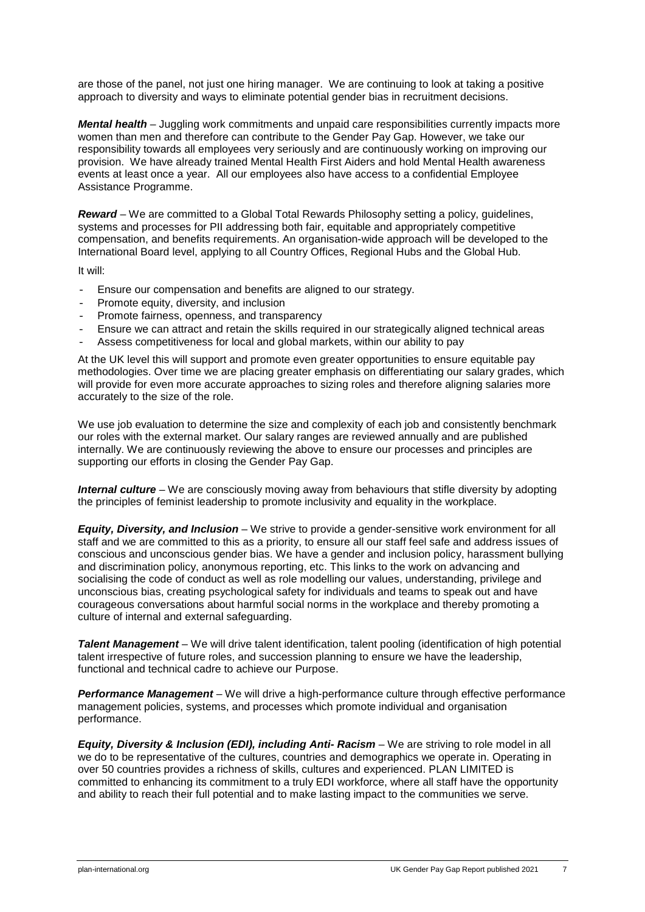are those of the panel, not just one hiring manager. We are continuing to look at taking a positive approach to diversity and ways to eliminate potential gender bias in recruitment decisions.

***Mental health*** – Juggling work commitments and unpaid care responsibilities currently impacts more women than men and therefore can contribute to the Gender Pay Gap. However, we take our responsibility towards all employees very seriously and are continuously working on improving our provision. We have already trained Mental Health First Aiders and hold Mental Health awareness events at least once a year. All our employees also have access to a confidential Employee Assistance Programme.

***Reward*** – We are committed to a Global Total Rewards Philosophy setting a policy, guidelines, systems and processes for PII addressing both fair, equitable and appropriately competitive compensation, and benefits requirements. An organisation-wide approach will be developed to the International Board level, applying to all Country Offices, Regional Hubs and the Global Hub.

It will:

- Ensure our compensation and benefits are aligned to our strategy.
- Promote equity, diversity, and inclusion
- Promote fairness, openness, and transparency
- Ensure we can attract and retain the skills required in our strategically aligned technical areas
- Assess competitiveness for local and global markets, within our ability to pay

At the UK level this will support and promote even greater opportunities to ensure equitable pay methodologies. Over time we are placing greater emphasis on differentiating our salary grades, which will provide for even more accurate approaches to sizing roles and therefore aligning salaries more accurately to the size of the role.

We use job evaluation to determine the size and complexity of each job and consistently benchmark our roles with the external market. Our salary ranges are reviewed annually and are published internally. We are continuously reviewing the above to ensure our processes and principles are supporting our efforts in closing the Gender Pay Gap.

***Internal culture*** – We are consciously moving away from behaviours that stifle diversity by adopting the principles of feminist leadership to promote inclusivity and equality in the workplace.

***Equity, Diversity, and Inclusion*** – We strive to provide a gender-sensitive work environment for all staff and we are committed to this as a priority, to ensure all our staff feel safe and address issues of conscious and unconscious gender bias. We have a gender and inclusion policy, harassment bullying and discrimination policy, anonymous reporting, etc. This links to the work on advancing and socialising the code of conduct as well as role modelling our values, understanding, privilege and unconscious bias, creating psychological safety for individuals and teams to speak out and have courageous conversations about harmful social norms in the workplace and thereby promoting a culture of internal and external safeguarding.

***Talent Management*** – We will drive talent identification, talent pooling (identification of high potential talent irrespective of future roles, and succession planning to ensure we have the leadership, functional and technical cadre to achieve our Purpose.

***Performance Management*** – We will drive a high-performance culture through effective performance management policies, systems, and processes which promote individual and organisation performance.

***Equity, Diversity & Inclusion (EDI), including Anti- Racism*** – We are striving to role model in all we do to be representative of the cultures, countries and demographics we operate in. Operating in over 50 countries provides a richness of skills, cultures and experienced. PLAN LIMITED is committed to enhancing its commitment to a truly EDI workforce, where all staff have the opportunity and ability to reach their full potential and to make lasting impact to the communities we serve.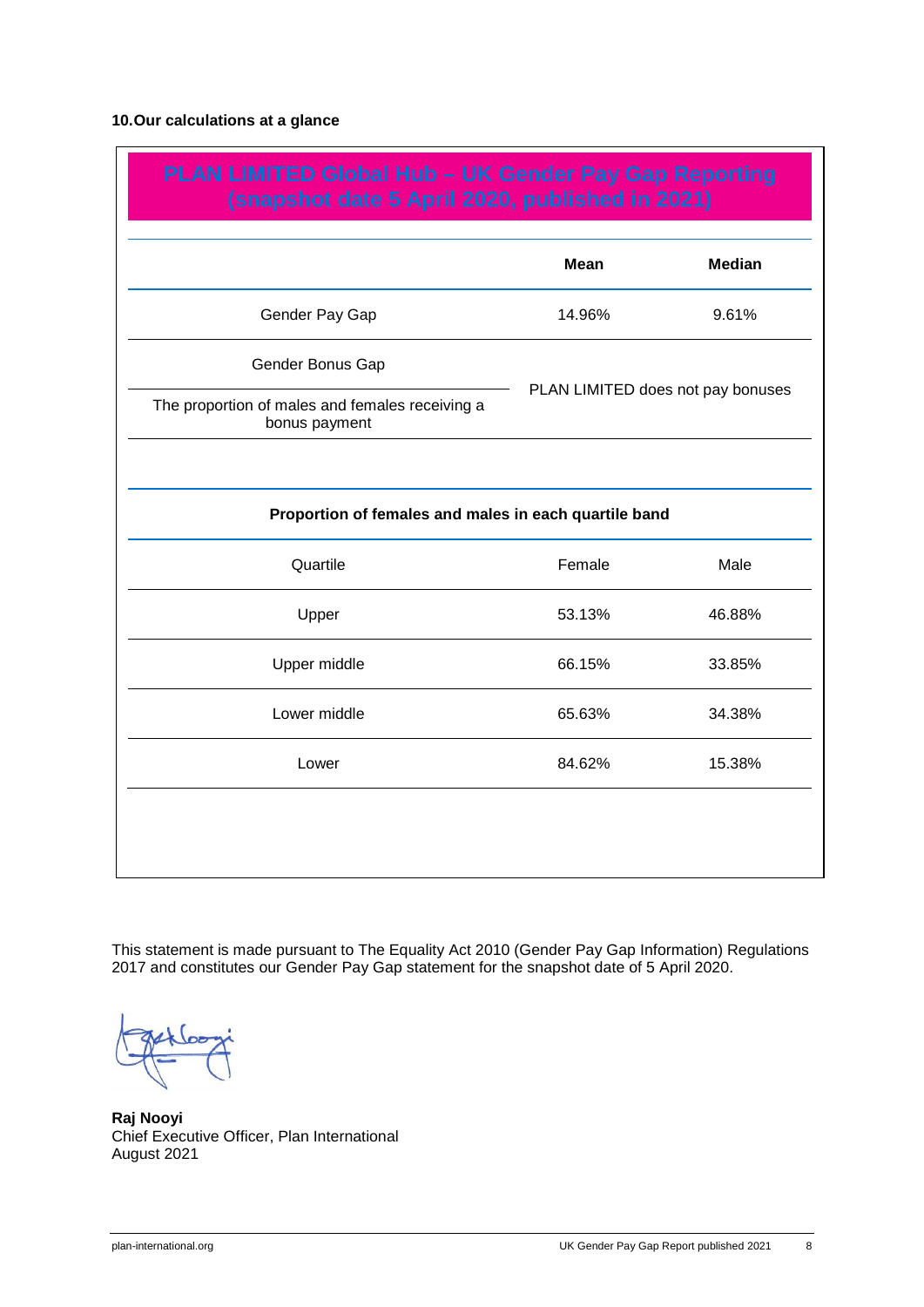## 10. Our calculations at a glance

**PLAN LIMITED Global Hub – UK Gender Pay Gap Reporting (snapshot date 5 April 2020, published in 2021)**

| | Mean | Median |
|---|---|---|
| Gender Pay Gap | 14.96% | 9.61% |
| Gender Bonus Gap | PLAN LIMITED does not pay bonuses | |
| The proportion of males and females receiving a bonus payment | | |

**Proportion of females and males in each quartile band**

| Quartile | Female | Male |
|---|---|---|
| Upper | 53.13% | 46.88% |
| Upper middle | 66.15% | 33.85% |
| Lower middle | 65.63% | 34.38% |
| Lower | 84.62% | 15.38% |

This statement is made pursuant to The Equality Act 2010 (Gender Pay Gap Information) Regulations 2017 and constitutes our Gender Pay Gap statement for the snapshot date of 5 April 2020.

**Raj Nooyi**
Chief Executive Officer, Plan International
August 2021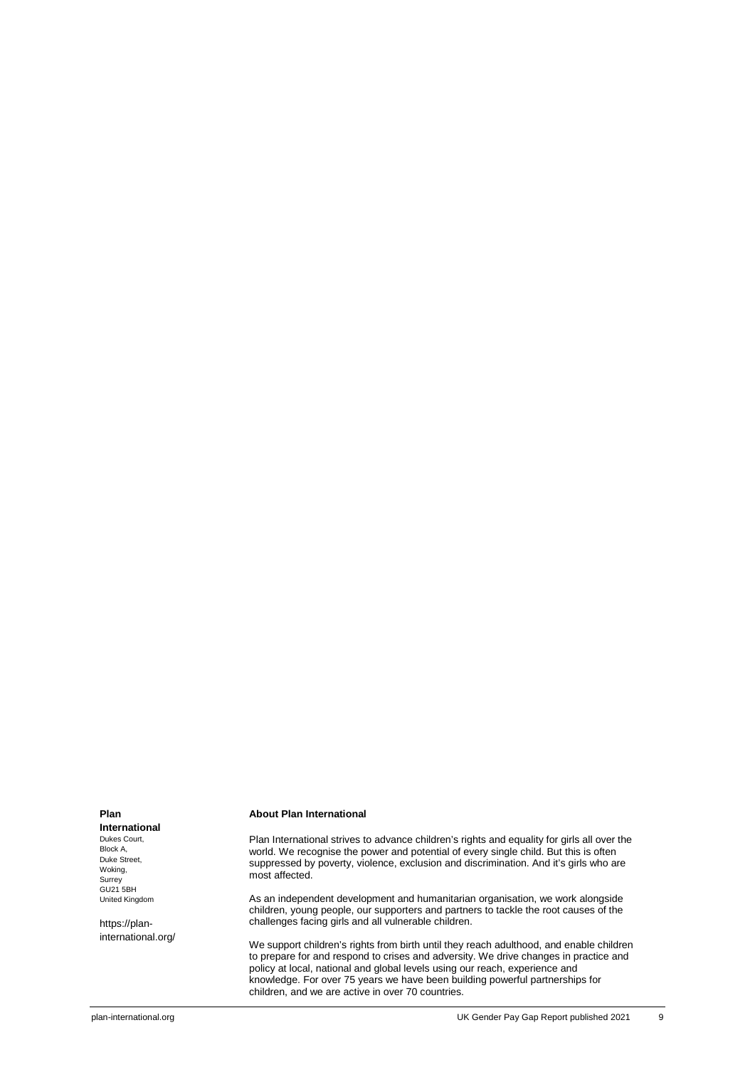**Plan International**

Dukes Court,
Block A,
Duke Street,
Woking,
Surrey
GU21 5BH
United Kingdom

https://plan-international.org/

**About Plan International**

Plan International strives to advance children's rights and equality for girls all over the world. We recognise the power and potential of every single child. But this is often suppressed by poverty, violence, exclusion and discrimination. And it's girls who are most affected.

As an independent development and humanitarian organisation, we work alongside children, young people, our supporters and partners to tackle the root causes of the challenges facing girls and all vulnerable children.

We support children's rights from birth until they reach adulthood, and enable children to prepare for and respond to crises and adversity. We drive changes in practice and policy at local, national and global levels using our reach, experience and knowledge. For over 75 years we have been building powerful partnerships for children, and we are active in over 70 countries.